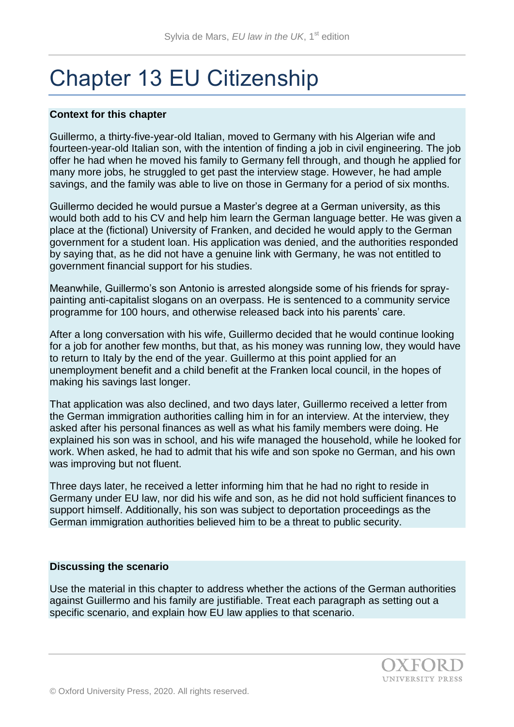# Chapter 13 EU Citizenship

**Context for this chapter**

Guillermo, a thirty-five-year-old Italian, moved to Germany with his Algerian wife and fourteen-year-old Italian son, with the intention of finding a job in civil engineering. The job offer he had when he moved his family to Germany fell through, and though he applied for many more jobs, he struggled to get past the interview stage. However, he had ample savings, and the family was able to live on those in Germany for a period of six months.

Guillermo decided he would pursue a Master's degree at a German university, as this would both add to his CV and help him learn the German language better. He was given a place at the (fictional) University of Franken, and decided he would apply to the German government for a student loan. His application was denied, and the authorities responded by saying that, as he did not have a genuine link with Germany, he was not entitled to government financial support for his studies.

Meanwhile, Guillermo's son Antonio is arrested alongside some of his friends for spray-painting anti-capitalist slogans on an overpass. He is sentenced to a community service programme for 100 hours, and otherwise released back into his parents' care.

After a long conversation with his wife, Guillermo decided that he would continue looking for a job for another few months, but that, as his money was running low, they would have to return to Italy by the end of the year. Guillermo at this point applied for an unemployment benefit and a child benefit at the Franken local council, in the hopes of making his savings last longer.

That application was also declined, and two days later, Guillermo received a letter from the German immigration authorities calling him in for an interview. At the interview, they asked after his personal finances as well as what his family members were doing. He explained his son was in school, and his wife managed the household, while he looked for work. When asked, he had to admit that his wife and son spoke no German, and his own was improving but not fluent.

Three days later, he received a letter informing him that he had no right to reside in Germany under EU law, nor did his wife and son, as he did not hold sufficient finances to support himself. Additionally, his son was subject to deportation proceedings as the German immigration authorities believed him to be a threat to public security.

**Discussing the scenario**

Use the material in this chapter to address whether the actions of the German authorities against Guillermo and his family are justifiable. Treat each paragraph as setting out a specific scenario, and explain how EU law applies to that scenario.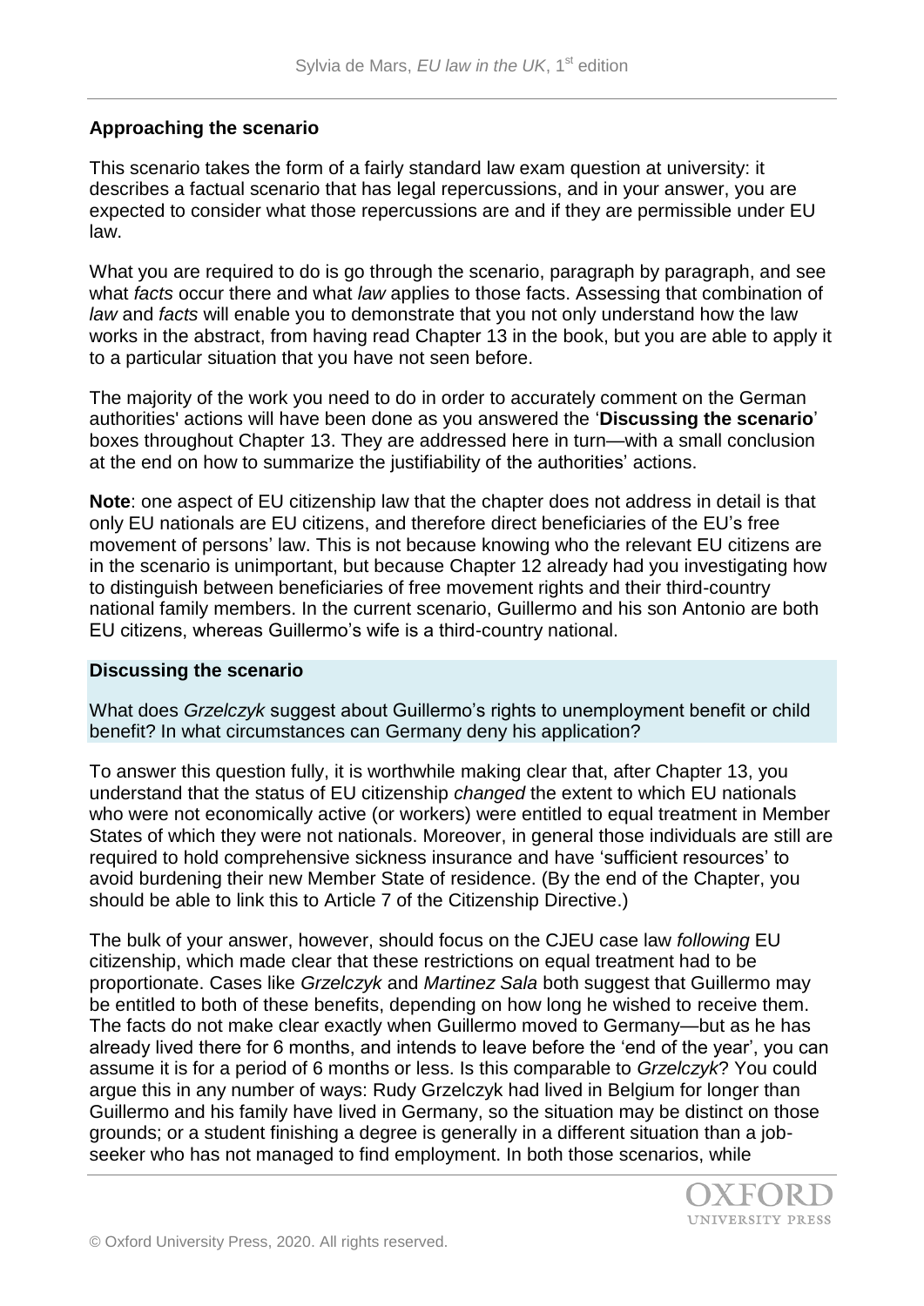## Approaching the scenario

This scenario takes the form of a fairly standard law exam question at university: it describes a factual scenario that has legal repercussions, and in your answer, you are expected to consider what those repercussions are and if they are permissible under EU law.

What you are required to do is go through the scenario, paragraph by paragraph, and see what *facts* occur there and what *law* applies to those facts. Assessing that combination of *law* and *facts* will enable you to demonstrate that you not only understand how the law works in the abstract, from having read Chapter 13 in the book, but you are able to apply it to a particular situation that you have not seen before.

The majority of the work you need to do in order to accurately comment on the German authorities' actions will have been done as you answered the '**Discussing the scenario**' boxes throughout Chapter 13. They are addressed here in turn—with a small conclusion at the end on how to summarize the justifiability of the authorities' actions.

**Note**: one aspect of EU citizenship law that the chapter does not address in detail is that only EU nationals are EU citizens, and therefore direct beneficiaries of the EU's free movement of persons' law. This is not because knowing who the relevant EU citizens are in the scenario is unimportant, but because Chapter 12 already had you investigating how to distinguish between beneficiaries of free movement rights and their third-country national family members. In the current scenario, Guillermo and his son Antonio are both EU citizens, whereas Guillermo's wife is a third-country national.

### Discussing the scenario

What does *Grzelczyk* suggest about Guillermo's rights to unemployment benefit or child benefit? In what circumstances can Germany deny his application?

To answer this question fully, it is worthwhile making clear that, after Chapter 13, you understand that the status of EU citizenship *changed* the extent to which EU nationals who were not economically active (or workers) were entitled to equal treatment in Member States of which they were not nationals. Moreover, in general those individuals are still are required to hold comprehensive sickness insurance and have 'sufficient resources' to avoid burdening their new Member State of residence. (By the end of the Chapter, you should be able to link this to Article 7 of the Citizenship Directive.)

The bulk of your answer, however, should focus on the CJEU case law *following* EU citizenship, which made clear that these restrictions on equal treatment had to be proportionate. Cases like *Grzelczyk* and *Martinez Sala* both suggest that Guillermo may be entitled to both of these benefits, depending on how long he wished to receive them. The facts do not make clear exactly when Guillermo moved to Germany—but as he has already lived there for 6 months, and intends to leave before the 'end of the year', you can assume it is for a period of 6 months or less. Is this comparable to *Grzelczyk*? You could argue this in any number of ways: Rudy Grzelczyk had lived in Belgium for longer than Guillermo and his family have lived in Germany, so the situation may be distinct on those grounds; or a student finishing a degree is generally in a different situation than a job-seeker who has not managed to find employment. In both those scenarios, while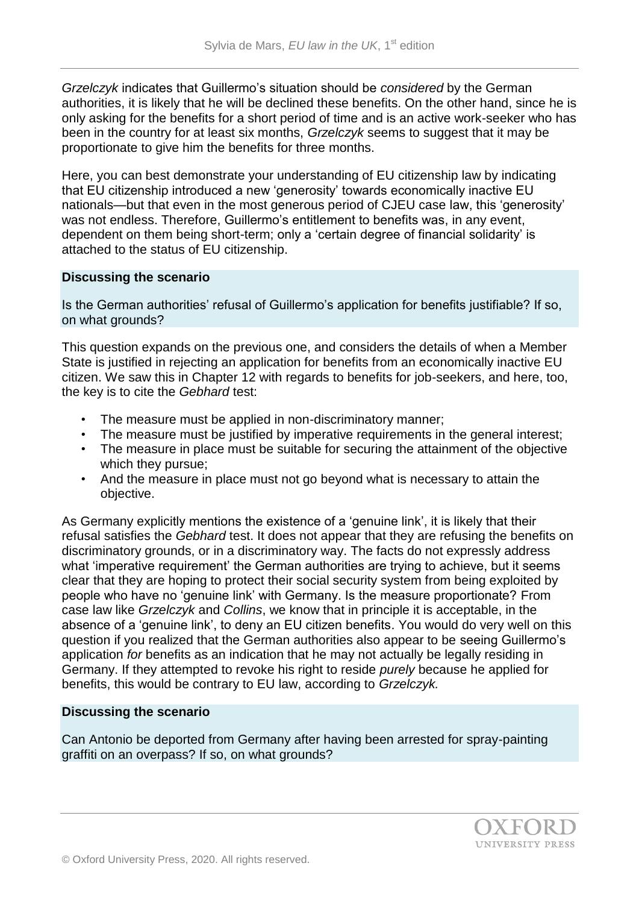*Grzelczyk* indicates that Guillermo's situation should be *considered* by the German authorities, it is likely that he will be declined these benefits. On the other hand, since he is only asking for the benefits for a short period of time and is an active work-seeker who has been in the country for at least six months, *Grzelczyk* seems to suggest that it may be proportionate to give him the benefits for three months.

Here, you can best demonstrate your understanding of EU citizenship law by indicating that EU citizenship introduced a new 'generosity' towards economically inactive EU nationals—but that even in the most generous period of CJEU case law, this 'generosity' was not endless. Therefore, Guillermo's entitlement to benefits was, in any event, dependent on them being short-term; only a 'certain degree of financial solidarity' is attached to the status of EU citizenship.

**Discussing the scenario**

Is the German authorities' refusal of Guillermo's application for benefits justifiable? If so, on what grounds?

This question expands on the previous one, and considers the details of when a Member State is justified in rejecting an application for benefits from an economically inactive EU citizen. We saw this in Chapter 12 with regards to benefits for job-seekers, and here, too, the key is to cite the *Gebhard* test:

- The measure must be applied in non-discriminatory manner;
- The measure must be justified by imperative requirements in the general interest;
- The measure in place must be suitable for securing the attainment of the objective which they pursue;
- And the measure in place must not go beyond what is necessary to attain the objective.

As Germany explicitly mentions the existence of a 'genuine link', it is likely that their refusal satisfies the *Gebhard* test. It does not appear that they are refusing the benefits on discriminatory grounds, or in a discriminatory way. The facts do not expressly address what 'imperative requirement' the German authorities are trying to achieve, but it seems clear that they are hoping to protect their social security system from being exploited by people who have no 'genuine link' with Germany. Is the measure proportionate? From case law like *Grzelczyk* and *Collins*, we know that in principle it is acceptable, in the absence of a 'genuine link', to deny an EU citizen benefits. You would do very well on this question if you realized that the German authorities also appear to be seeing Guillermo's application *for* benefits as an indication that he may not actually be legally residing in Germany. If they attempted to revoke his right to reside *purely* because he applied for benefits, this would be contrary to EU law, according to *Grzelczyk.*

**Discussing the scenario**

Can Antonio be deported from Germany after having been arrested for spray-painting graffiti on an overpass? If so, on what grounds?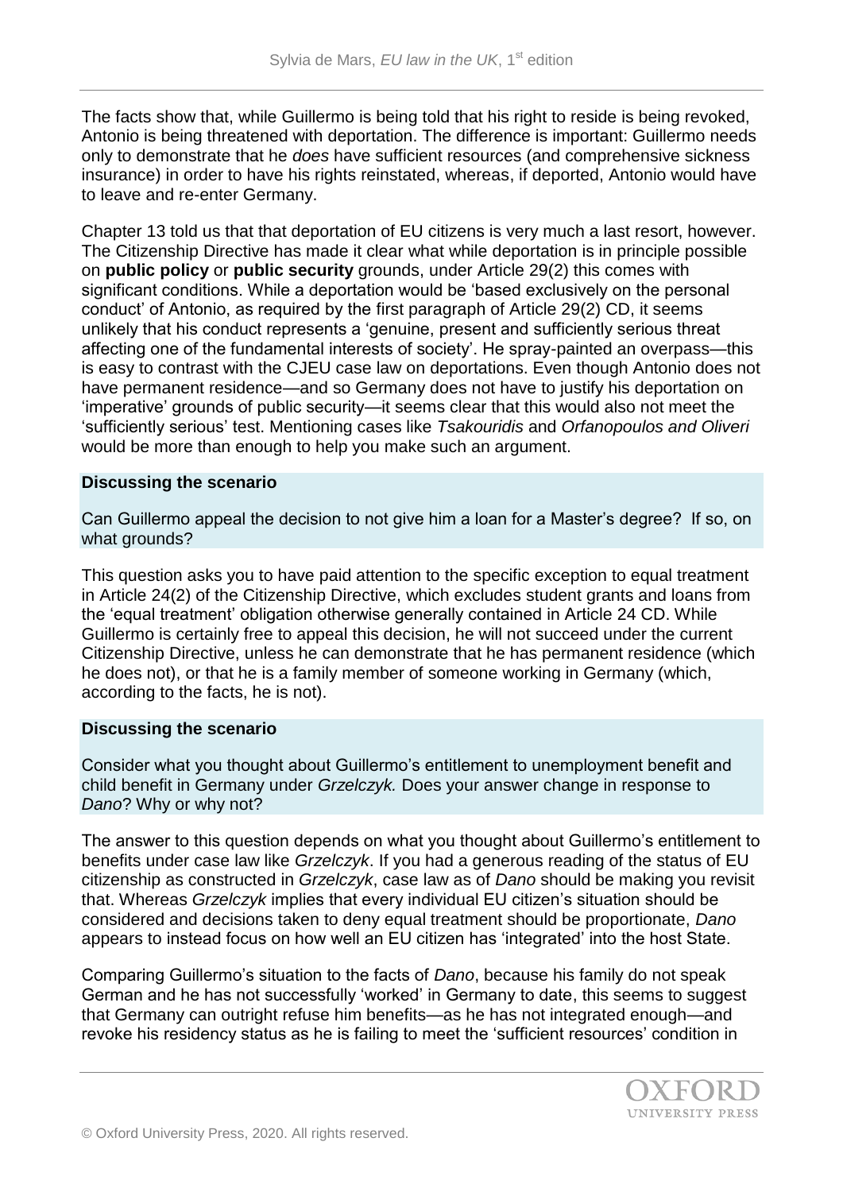The facts show that, while Guillermo is being told that his right to reside is being revoked, Antonio is being threatened with deportation. The difference is important: Guillermo needs only to demonstrate that he *does* have sufficient resources (and comprehensive sickness insurance) in order to have his rights reinstated, whereas, if deported, Antonio would have to leave and re-enter Germany.

Chapter 13 told us that that deportation of EU citizens is very much a last resort, however. The Citizenship Directive has made it clear what while deportation is in principle possible on **public policy** or **public security** grounds, under Article 29(2) this comes with significant conditions. While a deportation would be 'based exclusively on the personal conduct' of Antonio, as required by the first paragraph of Article 29(2) CD, it seems unlikely that his conduct represents a 'genuine, present and sufficiently serious threat affecting one of the fundamental interests of society'. He spray-painted an overpass—this is easy to contrast with the CJEU case law on deportations. Even though Antonio does not have permanent residence—and so Germany does not have to justify his deportation on 'imperative' grounds of public security—it seems clear that this would also not meet the 'sufficiently serious' test. Mentioning cases like *Tsakouridis* and *Orfanopoulos and Oliveri* would be more than enough to help you make such an argument.

**Discussing the scenario**

Can Guillermo appeal the decision to not give him a loan for a Master's degree? If so, on what grounds?

This question asks you to have paid attention to the specific exception to equal treatment in Article 24(2) of the Citizenship Directive, which excludes student grants and loans from the 'equal treatment' obligation otherwise generally contained in Article 24 CD. While Guillermo is certainly free to appeal this decision, he will not succeed under the current Citizenship Directive, unless he can demonstrate that he has permanent residence (which he does not), or that he is a family member of someone working in Germany (which, according to the facts, he is not).

**Discussing the scenario**

Consider what you thought about Guillermo's entitlement to unemployment benefit and child benefit in Germany under *Grzelczyk.* Does your answer change in response to *Dano*? Why or why not?

The answer to this question depends on what you thought about Guillermo's entitlement to benefits under case law like *Grzelczyk*. If you had a generous reading of the status of EU citizenship as constructed in *Grzelczyk*, case law as of *Dano* should be making you revisit that. Whereas *Grzelczyk* implies that every individual EU citizen's situation should be considered and decisions taken to deny equal treatment should be proportionate, *Dano* appears to instead focus on how well an EU citizen has 'integrated' into the host State.

Comparing Guillermo's situation to the facts of *Dano*, because his family do not speak German and he has not successfully 'worked' in Germany to date, this seems to suggest that Germany can outright refuse him benefits—as he has not integrated enough—and revoke his residency status as he is failing to meet the 'sufficient resources' condition in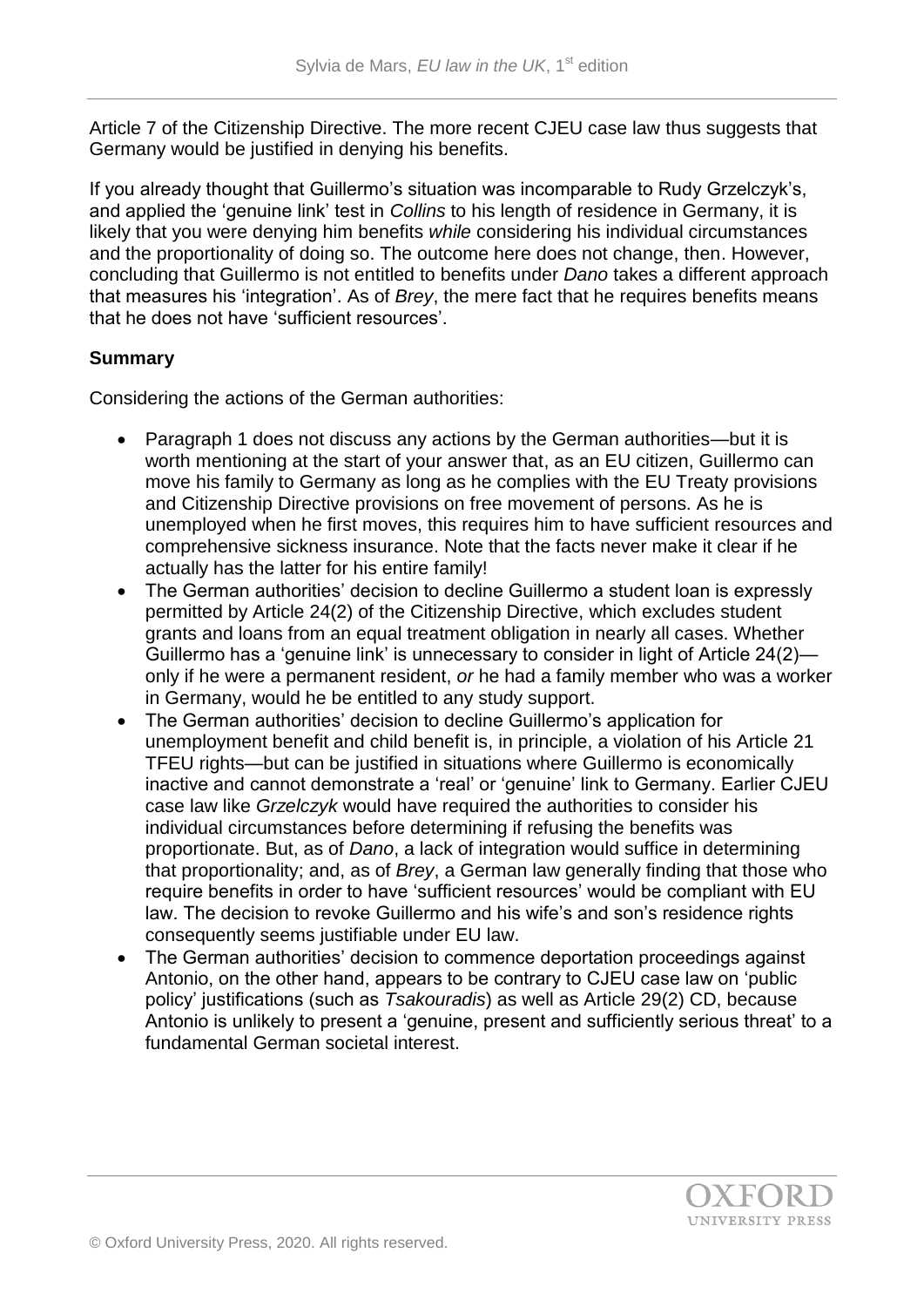Article 7 of the Citizenship Directive. The more recent CJEU case law thus suggests that Germany would be justified in denying his benefits.

If you already thought that Guillermo's situation was incomparable to Rudy Grzelczyk's, and applied the 'genuine link' test in *Collins* to his length of residence in Germany, it is likely that you were denying him benefits *while* considering his individual circumstances and the proportionality of doing so. The outcome here does not change, then. However, concluding that Guillermo is not entitled to benefits under *Dano* takes a different approach that measures his 'integration'. As of *Brey*, the mere fact that he requires benefits means that he does not have 'sufficient resources'.

**Summary**

Considering the actions of the German authorities:

- Paragraph 1 does not discuss any actions by the German authorities—but it is worth mentioning at the start of your answer that, as an EU citizen, Guillermo can move his family to Germany as long as he complies with the EU Treaty provisions and Citizenship Directive provisions on free movement of persons. As he is unemployed when he first moves, this requires him to have sufficient resources and comprehensive sickness insurance. Note that the facts never make it clear if he actually has the latter for his entire family!
- The German authorities' decision to decline Guillermo a student loan is expressly permitted by Article 24(2) of the Citizenship Directive, which excludes student grants and loans from an equal treatment obligation in nearly all cases. Whether Guillermo has a 'genuine link' is unnecessary to consider in light of Article 24(2)—only if he were a permanent resident, *or* he had a family member who was a worker in Germany, would he be entitled to any study support.
- The German authorities' decision to decline Guillermo's application for unemployment benefit and child benefit is, in principle, a violation of his Article 21 TFEU rights—but can be justified in situations where Guillermo is economically inactive and cannot demonstrate a 'real' or 'genuine' link to Germany. Earlier CJEU case law like *Grzelczyk* would have required the authorities to consider his individual circumstances before determining if refusing the benefits was proportionate. But, as of *Dano*, a lack of integration would suffice in determining that proportionality; and, as of *Brey*, a German law generally finding that those who require benefits in order to have 'sufficient resources' would be compliant with EU law. The decision to revoke Guillermo and his wife's and son's residence rights consequently seems justifiable under EU law.
- The German authorities' decision to commence deportation proceedings against Antonio, on the other hand, appears to be contrary to CJEU case law on 'public policy' justifications (such as *Tsakouradis*) as well as Article 29(2) CD, because Antonio is unlikely to present a 'genuine, present and sufficiently serious threat' to a fundamental German societal interest.